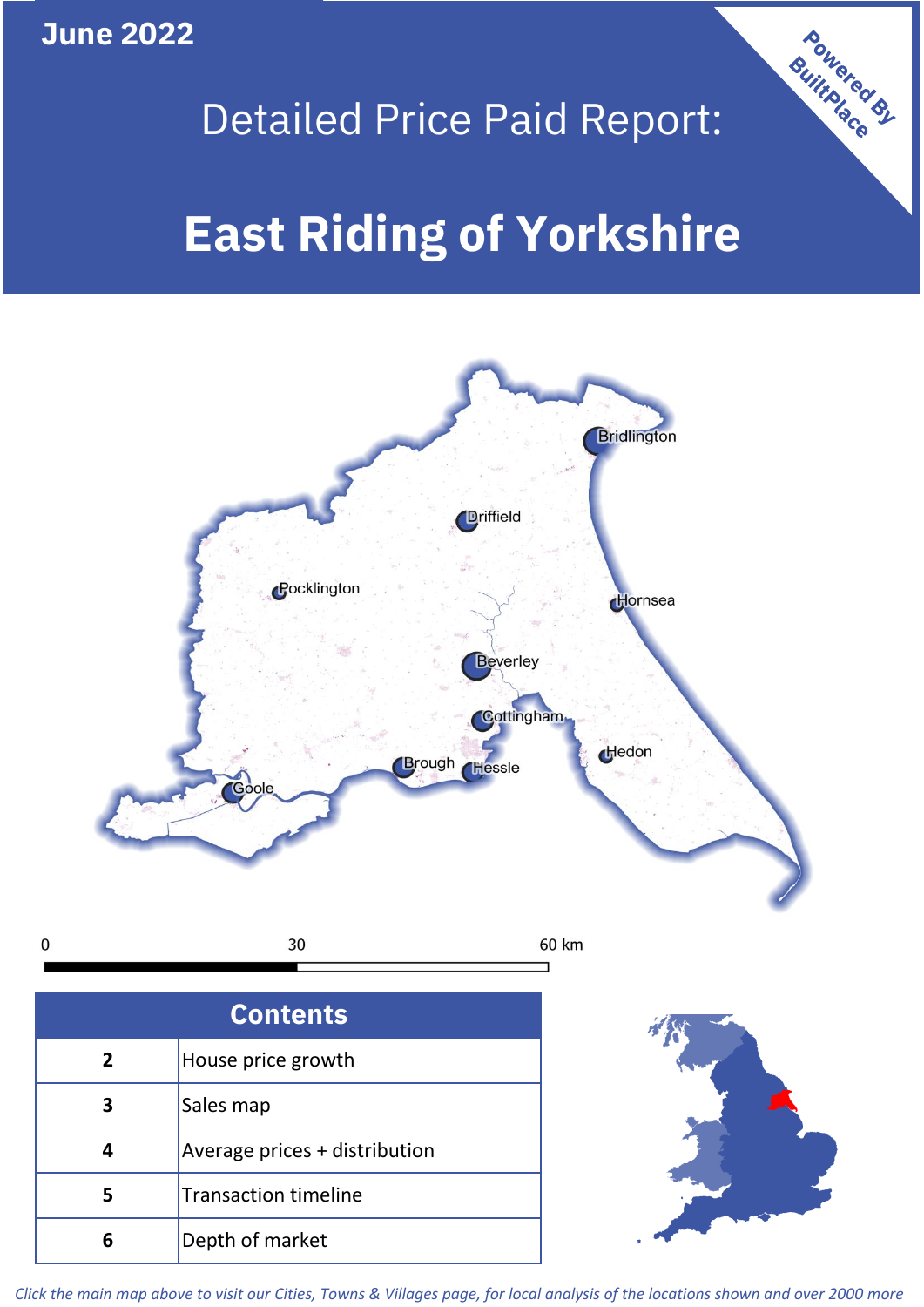June 2022

# Detailed Price Paid Report:

# East Riding of Yorkshire

Powered By BuiltPlace

| Contents | |
|---|---|
| 2 | House price growth |
| 3 | Sales map |
| 4 | Average prices + distribution |
| 5 | Transaction timeline |
| 6 | Depth of market |

*Click the main map above to visit our Cities, Towns & Villages page, for local analysis of the locations shown and over 2000 more*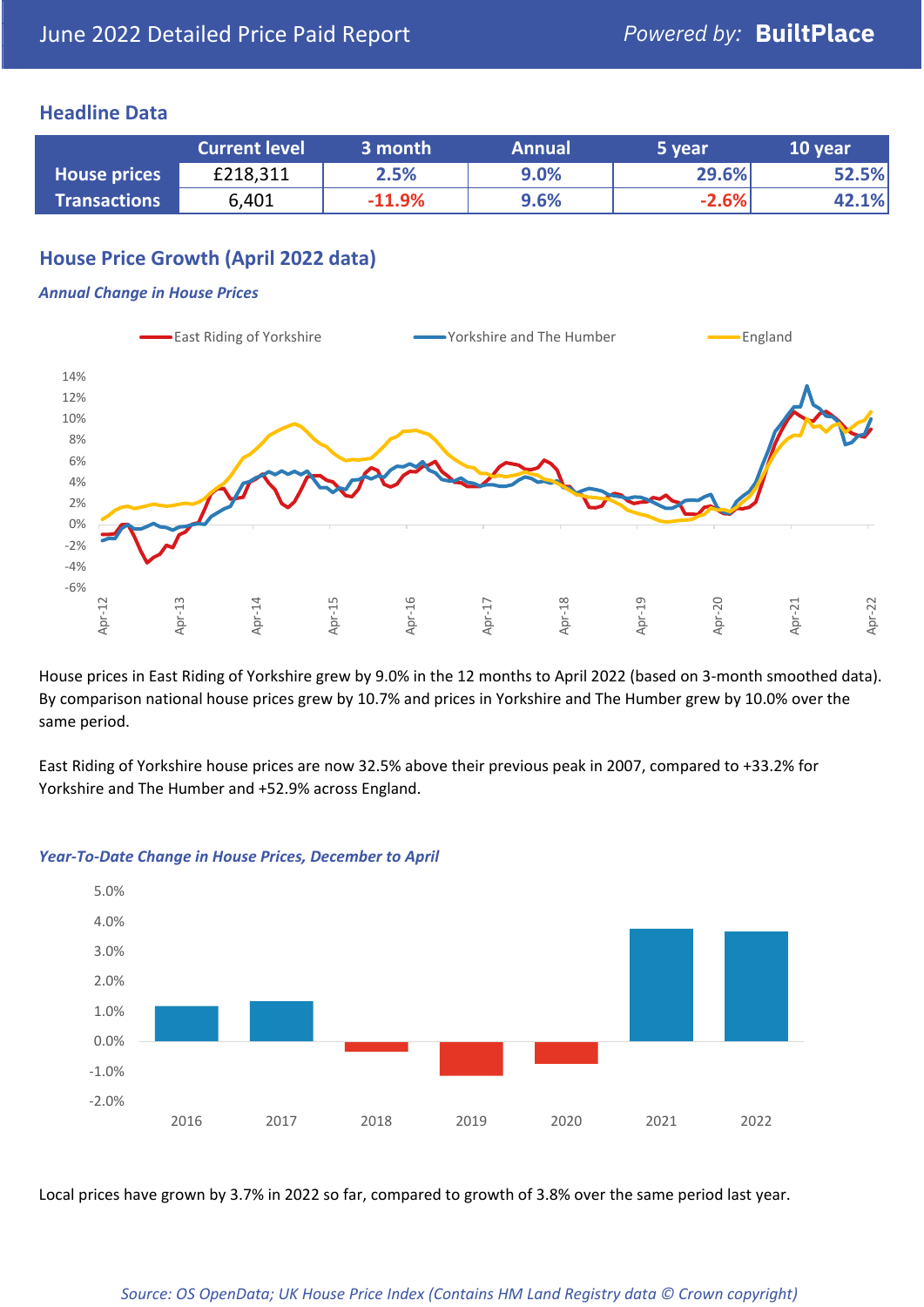June 2022 Detailed Price Paid Report

Powered by: **BuiltPlace**

## Headline Data

| | Current level | 3 month | Annual | 5 year | 10 year |
|---|---|---|---|---|---|
| **House prices** | £218,311 | 2.5% | 9.0% | 29.6% | 52.5% |
| **Transactions** | 6,401 | -11.9% | 9.6% | -2.6% | 42.1% |

## House Price Growth (April 2022 data)

### *Annual Change in House Prices*

House prices in East Riding of Yorkshire grew by 9.0% in the 12 months to April 2022 (based on 3-month smoothed data). By comparison national house prices grew by 10.7% and prices in Yorkshire and The Humber grew by 10.0% over the same period.

East Riding of Yorkshire house prices are now 32.5% above their previous peak in 2007, compared to +33.2% for Yorkshire and The Humber and +52.9% across England.

### *Year-To-Date Change in House Prices, December to April*

Local prices have grown by 3.7% in 2022 so far, compared to growth of 3.8% over the same period last year.

*Source: OS OpenData; UK House Price Index (Contains HM Land Registry data © Crown copyright)*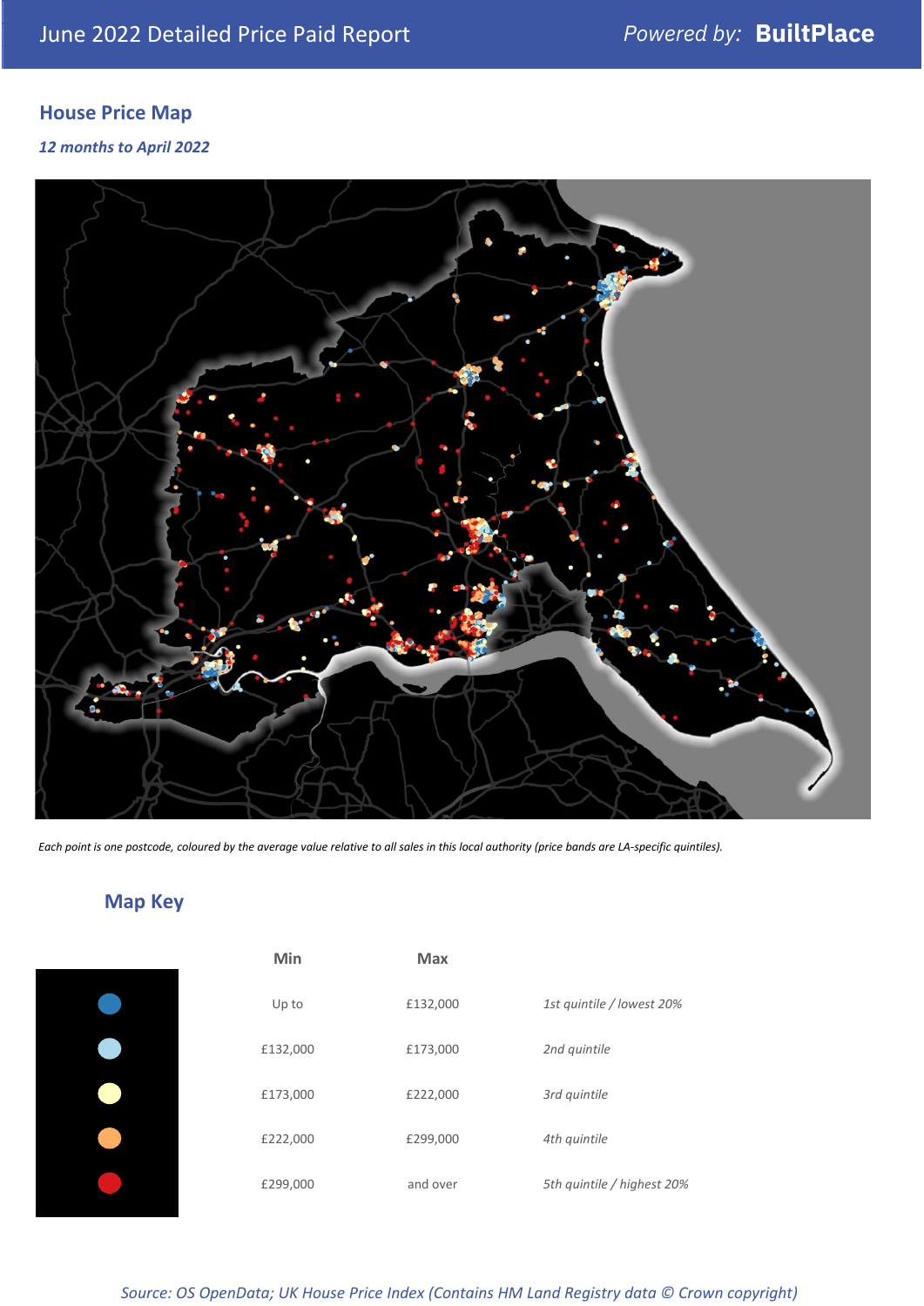## House Price Map

*12 months to April 2022*

*Each point is one postcode, coloured by the average value relative to all sales in this local authority (price bands are LA-specific quintiles).*

## Map Key

| Min | Max | |
|---|---|---|
| Up to | £132,000 | *1st quintile / lowest 20%* |
| £132,000 | £173,000 | *2nd quintile* |
| £173,000 | £222,000 | *3rd quintile* |
| £222,000 | £299,000 | *4th quintile* |
| £299,000 | and over | *5th quintile / highest 20%* |

*Source: OS OpenData; UK House Price Index (Contains HM Land Registry data © Crown copyright)*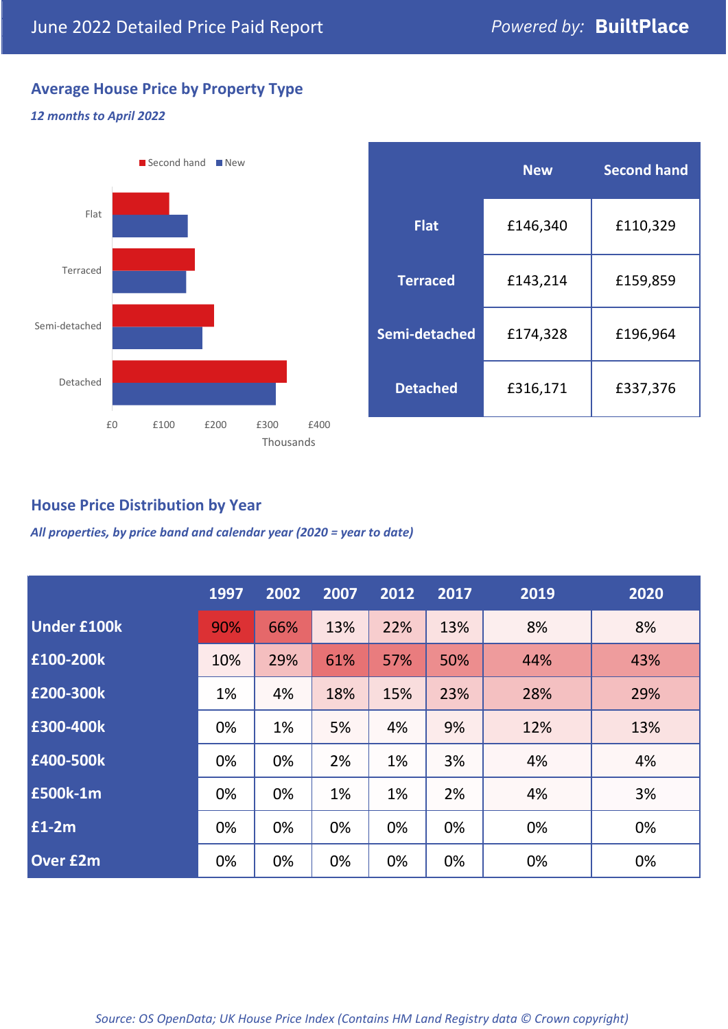June 2022 Detailed Price Paid Report

*Powered by:* **BuiltPlace**

## Average House Price by Property Type

***12 months to April 2022***

Second hand ■ New ■

Flat

Terraced

Semi-detached

Detached

£0 £100 £200 £300 £400

Thousands

| | New | Second hand |
|---|---|---|
| **Flat** | £146,340 | £110,329 |
| **Terraced** | £143,214 | £159,859 |
| **Semi-detached** | £174,328 | £196,964 |
| **Detached** | £316,171 | £337,376 |

## House Price Distribution by Year

***All properties, by price band and calendar year (2020 = year to date)***

| | 1997 | 2002 | 2007 | 2012 | 2017 | 2019 | 2020 |
|---|---|---|---|---|---|---|---|
| **Under £100k** | 90% | 66% | 13% | 22% | 13% | 8% | 8% |
| **£100-200k** | 10% | 29% | 61% | 57% | 50% | 44% | 43% |
| **£200-300k** | 1% | 4% | 18% | 15% | 23% | 28% | 29% |
| **£300-400k** | 0% | 1% | 5% | 4% | 9% | 12% | 13% |
| **£400-500k** | 0% | 0% | 2% | 1% | 3% | 4% | 4% |
| **£500k-1m** | 0% | 0% | 1% | 1% | 2% | 4% | 3% |
| **£1-2m** | 0% | 0% | 0% | 0% | 0% | 0% | 0% |
| **Over £2m** | 0% | 0% | 0% | 0% | 0% | 0% | 0% |

*Source: OS OpenData; UK House Price Index (Contains HM Land Registry data © Crown copyright)*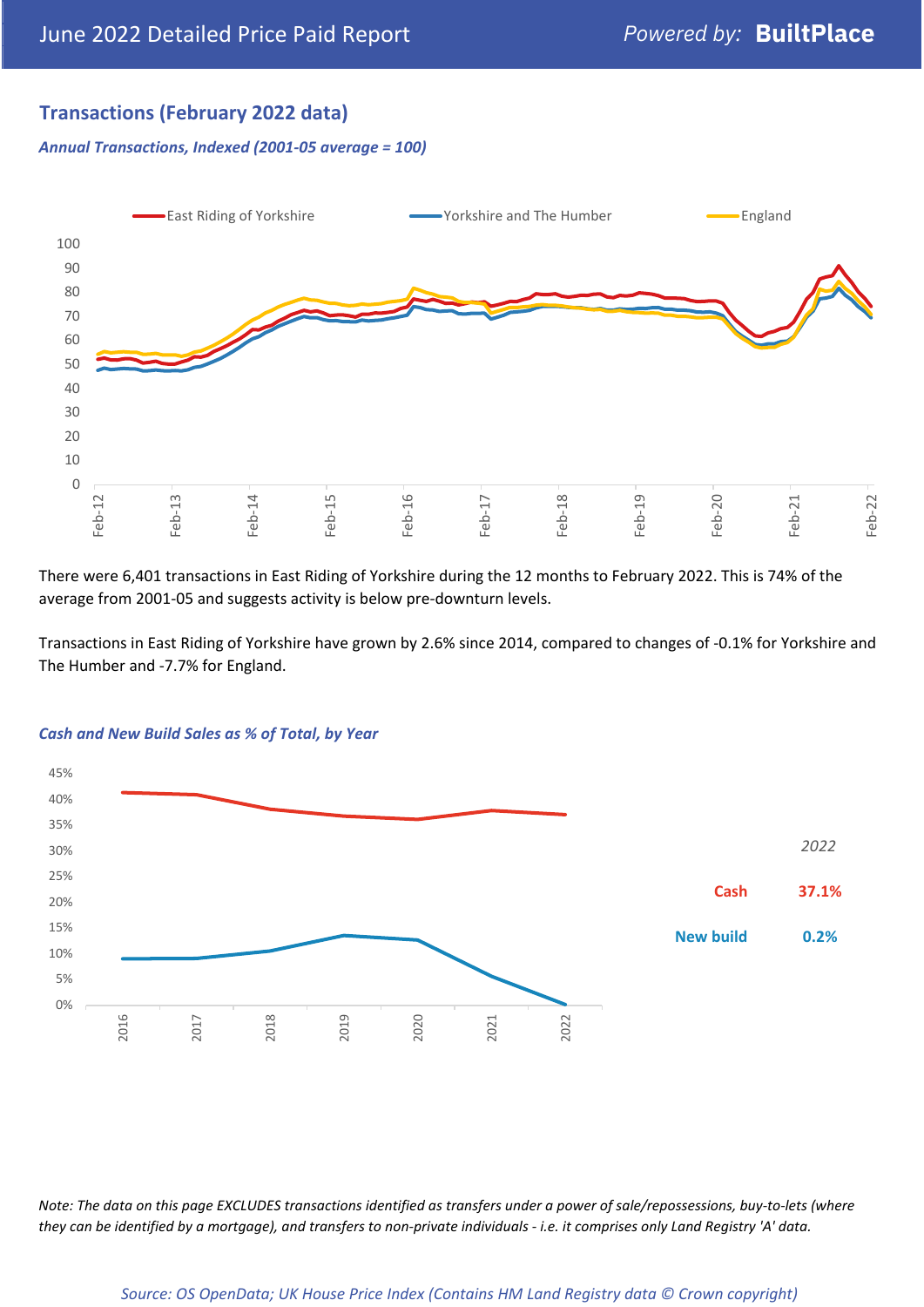## Transactions (February 2022 data)

*Annual Transactions, Indexed (2001-05 average = 100)*

There were 6,401 transactions in East Riding of Yorkshire during the 12 months to February 2022. This is 74% of the average from 2001-05 and suggests activity is below pre-downturn levels.

Transactions in East Riding of Yorkshire have grown by 2.6% since 2014, compared to changes of -0.1% for Yorkshire and The Humber and -7.7% for England.

*Cash and New Build Sales as % of Total, by Year*

| *2022* | |
|---|---|
| Cash | 37.1% |
| New build | 0.2% |

*Note: The data on this page EXCLUDES transactions identified as transfers under a power of sale/repossessions, buy-to-lets (where they can be identified by a mortgage), and transfers to non-private individuals - i.e. it comprises only Land Registry 'A' data.*

*Source: OS OpenData; UK House Price Index (Contains HM Land Registry data © Crown copyright)*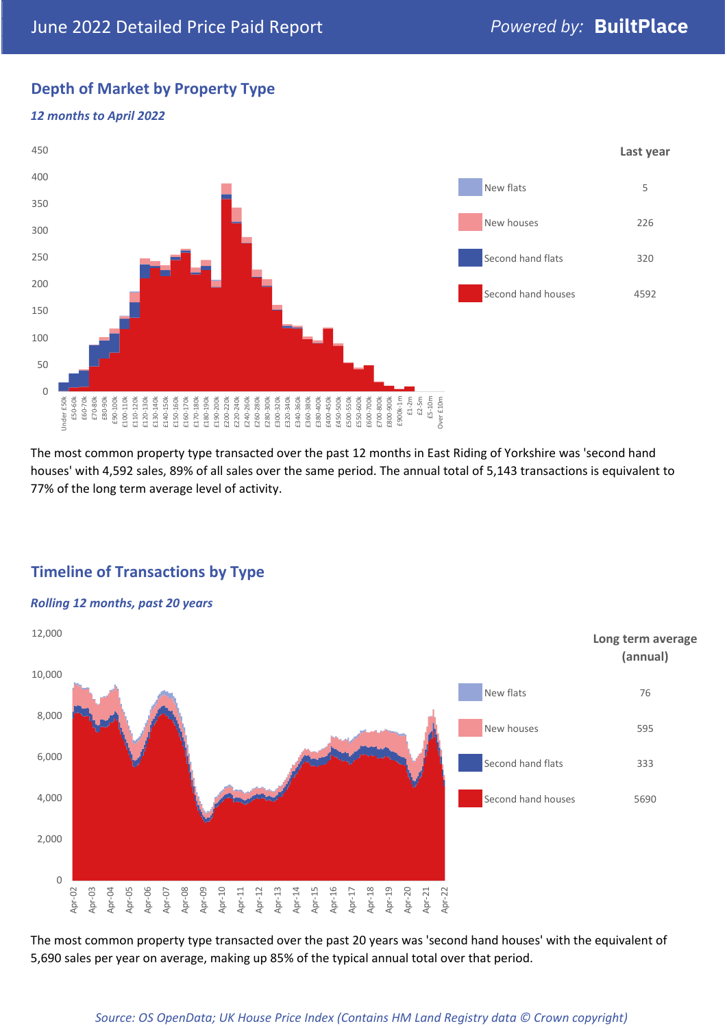June 2022 Detailed Price Paid Report

Powered by: **BuiltPlace**

## Depth of Market by Property Type

***12 months to April 2022***

450
400
350
300
250
200
150
100
50
0

Under £50k, £50-60k, £60-70k, £70-80k, £80-90k, £90-100k, £100-110k, £110-120k, £120-130k, £130-140k, £140-150k, £150-160k, £160-170k, £170-180k, £180-190k, £190-200k, £200-220k, £220-240k, £240-260k, £260-280k, £280-300k, £300-320k, £320-340k, £340-360k, £360-380k, £380-400k, £400-450k, £450-500k, £500-550k, £550-600k, £600-700k, £700-800k, £800-900k, £900k-1m, £1-2m, £2-5m, £5-10m, Over £10m

**Last year**

New flats 5
New houses 226
Second hand flats 320
Second hand houses 4592

The most common property type transacted over the past 12 months in East Riding of Yorkshire was 'second hand houses' with 4,592 sales, 89% of all sales over the same period. The annual total of 5,143 transactions is equivalent to 77% of the long term average level of activity.

## Timeline of Transactions by Type

***Rolling 12 months, past 20 years***

12,000
10,000
8,000
6,000
4,000
2,000
0

Apr-02, Apr-03, Apr-04, Apr-05, Apr-06, Apr-07, Apr-08, Apr-09, Apr-10, Apr-11, Apr-12, Apr-13, Apr-14, Apr-15, Apr-16, Apr-17, Apr-18, Apr-19, Apr-20, Apr-21, Apr-22

**Long term average (annual)**

New flats 76
New houses 595
Second hand flats 333
Second hand houses 5690

The most common property type transacted over the past 20 years was 'second hand houses' with the equivalent of 5,690 sales per year on average, making up 85% of the typical annual total over that period.

*Source: OS OpenData; UK House Price Index (Contains HM Land Registry data © Crown copyright)*